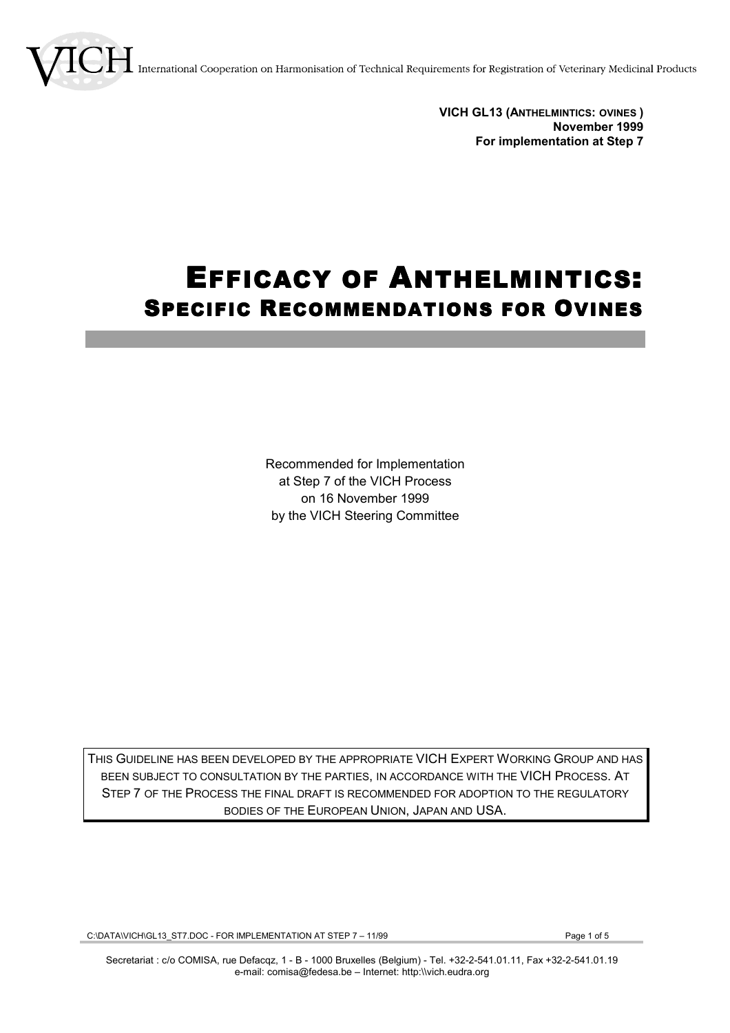International Cooperation on Harmonisation of Technical Requirements for Registration of Veterinary Medicinal Products

**VICH GL13 (ANTHELMINTICS: OVINES )**
**November 1999**
**For implementation at Step 7**

# EFFICACY OF ANTHELMINTICS:
## SPECIFIC RECOMMENDATIONS FOR OVINES

Recommended for Implementation
at Step 7 of the VICH Process
on 16 November 1999
by the VICH Steering Committee

THIS GUIDELINE HAS BEEN DEVELOPED BY THE APPROPRIATE VICH EXPERT WORKING GROUP AND HAS BEEN SUBJECT TO CONSULTATION BY THE PARTIES, IN ACCORDANCE WITH THE VICH PROCESS. AT STEP 7 OF THE PROCESS THE FINAL DRAFT IS RECOMMENDED FOR ADOPTION TO THE REGULATORY BODIES OF THE EUROPEAN UNION, JAPAN AND USA.

Secretariat : c/o COMISA, rue Defacqz, 1 - B - 1000 Bruxelles (Belgium) - Tel. +32-2-541.01.11, Fax +32-2-541.01.19
e-mail: comisa@fedesa.be – Internet: http:\\vich.eudra.org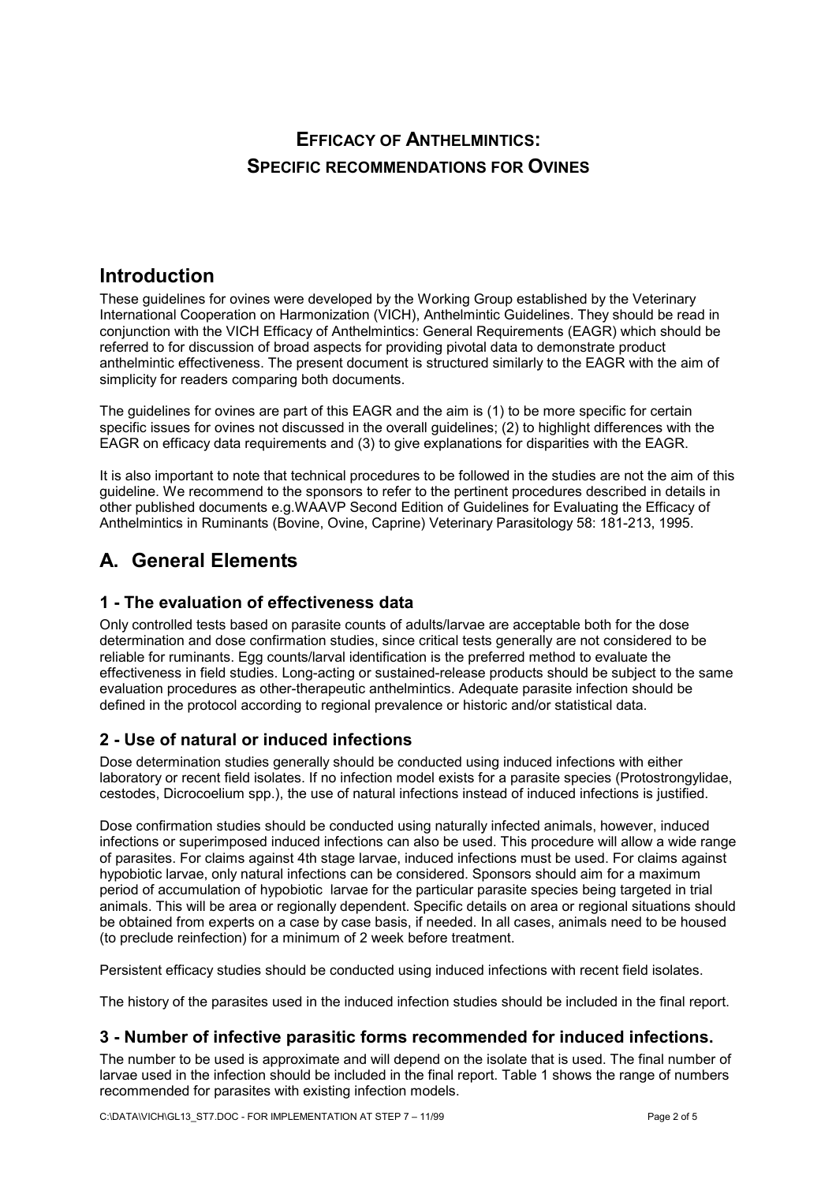## EFFICACY OF ANTHELMINTICS: SPECIFIC RECOMMENDATIONS FOR OVINES

# Introduction

These guidelines for ovines were developed by the Working Group established by the Veterinary International Cooperation on Harmonization (VICH), Anthelmintic Guidelines. They should be read in conjunction with the VICH Efficacy of Anthelmintics: General Requirements (EAGR) which should be referred to for discussion of broad aspects for providing pivotal data to demonstrate product anthelmintic effectiveness. The present document is structured similarly to the EAGR with the aim of simplicity for readers comparing both documents.

The guidelines for ovines are part of this EAGR and the aim is (1) to be more specific for certain specific issues for ovines not discussed in the overall guidelines; (2) to highlight differences with the EAGR on efficacy data requirements and (3) to give explanations for disparities with the EAGR.

It is also important to note that technical procedures to be followed in the studies are not the aim of this guideline. We recommend to the sponsors to refer to the pertinent procedures described in details in other published documents e.g.WAAVP Second Edition of Guidelines for Evaluating the Efficacy of Anthelmintics in Ruminants (Bovine, Ovine, Caprine) Veterinary Parasitology 58: 181-213, 1995.

# A. General Elements

## 1 - The evaluation of effectiveness data

Only controlled tests based on parasite counts of adults/larvae are acceptable both for the dose determination and dose confirmation studies, since critical tests generally are not considered to be reliable for ruminants. Egg counts/larval identification is the preferred method to evaluate the effectiveness in field studies. Long-acting or sustained-release products should be subject to the same evaluation procedures as other-therapeutic anthelmintics. Adequate parasite infection should be defined in the protocol according to regional prevalence or historic and/or statistical data.

## 2 - Use of natural or induced infections

Dose determination studies generally should be conducted using induced infections with either laboratory or recent field isolates. If no infection model exists for a parasite species (Protostrongylidae, cestodes, Dicrocoelium spp.), the use of natural infections instead of induced infections is justified.

Dose confirmation studies should be conducted using naturally infected animals, however, induced infections or superimposed induced infections can also be used. This procedure will allow a wide range of parasites. For claims against 4th stage larvae, induced infections must be used. For claims against hypobiotic larvae, only natural infections can be considered. Sponsors should aim for a maximum period of accumulation of hypobiotic larvae for the particular parasite species being targeted in trial animals. This will be area or regionally dependent. Specific details on area or regional situations should be obtained from experts on a case by case basis, if needed. In all cases, animals need to be housed (to preclude reinfection) for a minimum of 2 week before treatment.

Persistent efficacy studies should be conducted using induced infections with recent field isolates.

The history of the parasites used in the induced infection studies should be included in the final report.

## 3 - Number of infective parasitic forms recommended for induced infections.

The number to be used is approximate and will depend on the isolate that is used. The final number of larvae used in the infection should be included in the final report. Table 1 shows the range of numbers recommended for parasites with existing infection models.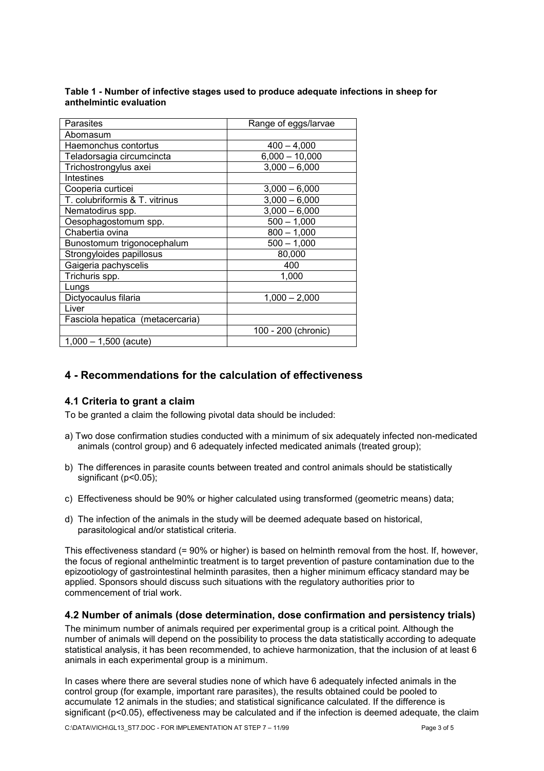**Table 1 - Number of infective stages used to produce adequate infections in sheep for anthelmintic evaluation**

| Parasites | Range of eggs/larvae |
|---|---|
| Abomasum | |
| Haemonchus contortus | 400 – 4,000 |
| Teladorsagia circumcincta | 6,000 – 10,000 |
| Trichostrongylus axei | 3,000 – 6,000 |
| Intestines | |
| Cooperia curticei | 3,000 – 6,000 |
| T. colubriformis & T. vitrinus | 3,000 – 6,000 |
| Nematodirus spp. | 3,000 – 6,000 |
| Oesophagostomum spp. | 500 – 1,000 |
| Chabertia ovina | 800 – 1,000 |
| Bunostomum trigonocephalum | 500 – 1,000 |
| Strongyloides papillosus | 80,000 |
| Gaigeria pachyscelis | 400 |
| Trichuris spp. | 1,000 |
| Lungs | |
| Dictyocaulus filaria | 1,000 – 2,000 |
| Liver | |
| Fasciola hepatica (metacercaria) | |
| | 100 - 200 (chronic) |
| 1,000 – 1,500 (acute) | |

## 4 - Recommendations for the calculation of effectiveness

### 4.1 Criteria to grant a claim

To be granted a claim the following pivotal data should be included:

a) Two dose confirmation studies conducted with a minimum of six adequately infected non-medicated animals (control group) and 6 adequately infected medicated animals (treated group);

b) The differences in parasite counts between treated and control animals should be statistically significant ($p<0.05$);

c) Effectiveness should be 90% or higher calculated using transformed (geometric means) data;

d) The infection of the animals in the study will be deemed adequate based on historical, parasitological and/or statistical criteria.

This effectiveness standard (= 90% or higher) is based on helminth removal from the host. If, however, the focus of regional anthelmintic treatment is to target prevention of pasture contamination due to the epizootiology of gastrointestinal helminth parasites, then a higher minimum efficacy standard may be applied. Sponsors should discuss such situations with the regulatory authorities prior to commencement of trial work.

### 4.2 Number of animals (dose determination, dose confirmation and persistency trials)

The minimum number of animals required per experimental group is a critical point. Although the number of animals will depend on the possibility to process the data statistically according to adequate statistical analysis, it has been recommended, to achieve harmonization, that the inclusion of at least 6 animals in each experimental group is a minimum.

In cases where there are several studies none of which have 6 adequately infected animals in the control group (for example, important rare parasites), the results obtained could be pooled to accumulate 12 animals in the studies; and statistical significance calculated. If the difference is significant ($p<0.05$), effectiveness may be calculated and if the infection is deemed adequate, the claim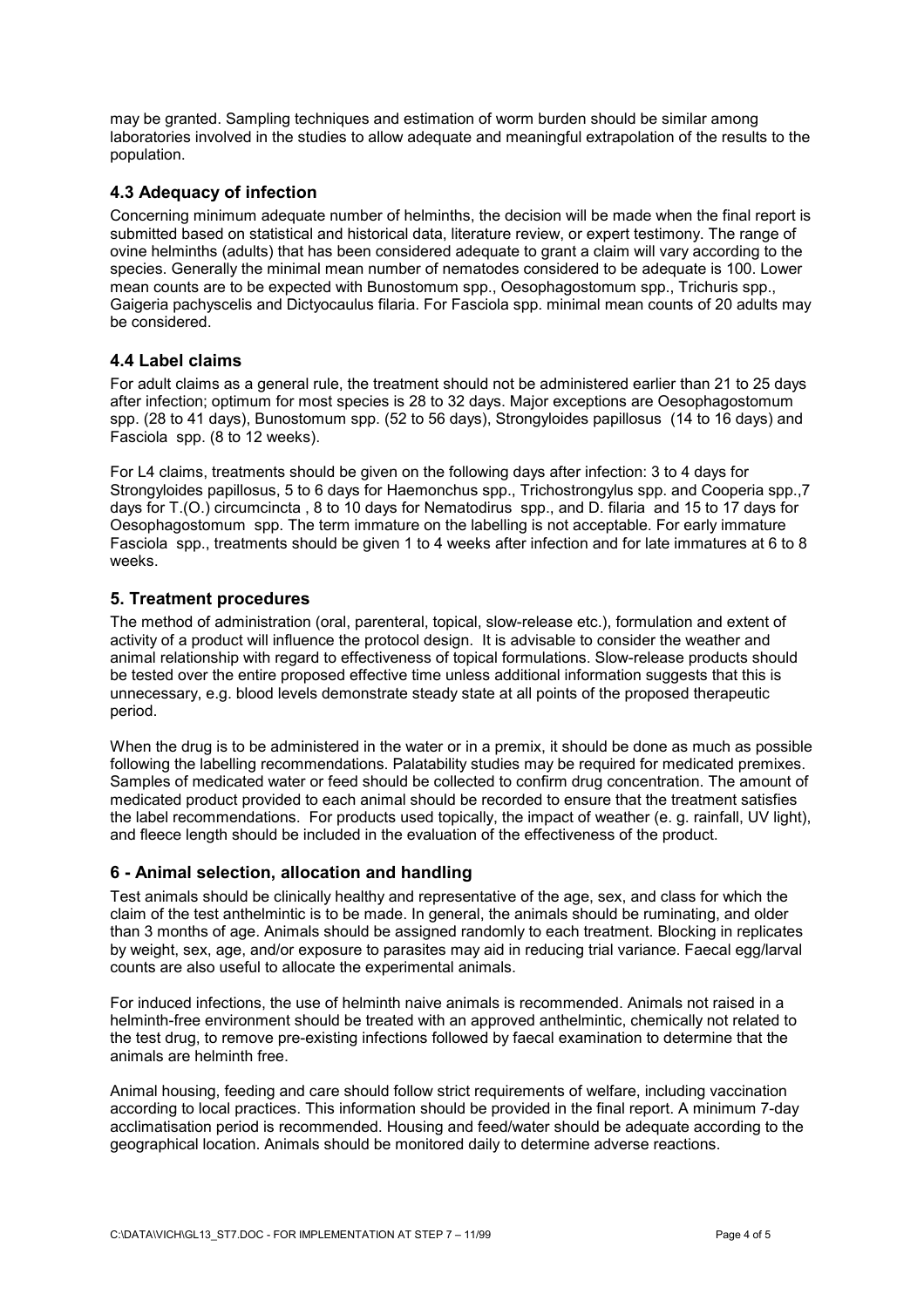may be granted. Sampling techniques and estimation of worm burden should be similar among laboratories involved in the studies to allow adequate and meaningful extrapolation of the results to the population.

### 4.3 Adequacy of infection

Concerning minimum adequate number of helminths, the decision will be made when the final report is submitted based on statistical and historical data, literature review, or expert testimony. The range of ovine helminths (adults) that has been considered adequate to grant a claim will vary according to the species. Generally the minimal mean number of nematodes considered to be adequate is 100. Lower mean counts are to be expected with Bunostomum spp., Oesophagostomum spp., Trichuris spp., Gaigeria pachyscelis and Dictyocaulus filaria. For Fasciola spp. minimal mean counts of 20 adults may be considered.

### 4.4 Label claims

For adult claims as a general rule, the treatment should not be administered earlier than 21 to 25 days after infection; optimum for most species is 28 to 32 days. Major exceptions are Oesophagostomum spp. (28 to 41 days), Bunostomum spp. (52 to 56 days), Strongyloides papillosus (14 to 16 days) and Fasciola spp. (8 to 12 weeks).

For L4 claims, treatments should be given on the following days after infection: 3 to 4 days for Strongyloides papillosus, 5 to 6 days for Haemonchus spp., Trichostrongylus spp. and Cooperia spp.,7 days for T.(O.) circumcincta , 8 to 10 days for Nematodirus spp., and D. filaria and 15 to 17 days for Oesophagostomum spp. The term immature on the labelling is not acceptable. For early immature Fasciola spp., treatments should be given 1 to 4 weeks after infection and for late immatures at 6 to 8 weeks.

## 5. Treatment procedures

The method of administration (oral, parenteral, topical, slow-release etc.), formulation and extent of activity of a product will influence the protocol design. It is advisable to consider the weather and animal relationship with regard to effectiveness of topical formulations. Slow-release products should be tested over the entire proposed effective time unless additional information suggests that this is unnecessary, e.g. blood levels demonstrate steady state at all points of the proposed therapeutic period.

When the drug is to be administered in the water or in a premix, it should be done as much as possible following the labelling recommendations. Palatability studies may be required for medicated premixes. Samples of medicated water or feed should be collected to confirm drug concentration. The amount of medicated product provided to each animal should be recorded to ensure that the treatment satisfies the label recommendations. For products used topically, the impact of weather (e. g. rainfall, UV light), and fleece length should be included in the evaluation of the effectiveness of the product.

## 6 - Animal selection, allocation and handling

Test animals should be clinically healthy and representative of the age, sex, and class for which the claim of the test anthelmintic is to be made. In general, the animals should be ruminating, and older than 3 months of age. Animals should be assigned randomly to each treatment. Blocking in replicates by weight, sex, age, and/or exposure to parasites may aid in reducing trial variance. Faecal egg/larval counts are also useful to allocate the experimental animals.

For induced infections, the use of helminth naive animals is recommended. Animals not raised in a helminth-free environment should be treated with an approved anthelmintic, chemically not related to the test drug, to remove pre-existing infections followed by faecal examination to determine that the animals are helminth free.

Animal housing, feeding and care should follow strict requirements of welfare, including vaccination according to local practices. This information should be provided in the final report. A minimum 7-day acclimatisation period is recommended. Housing and feed/water should be adequate according to the geographical location. Animals should be monitored daily to determine adverse reactions.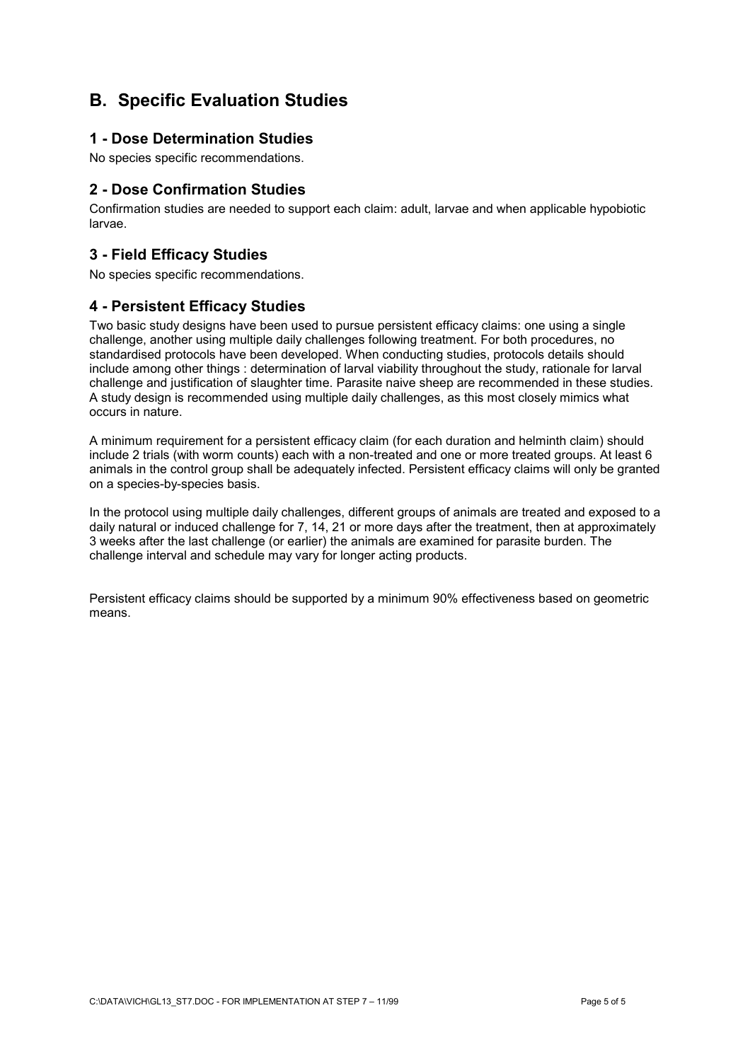## B. Specific Evaluation Studies

### 1 - Dose Determination Studies

No species specific recommendations.

### 2 - Dose Confirmation Studies

Confirmation studies are needed to support each claim: adult, larvae and when applicable hypobiotic larvae.

### 3 - Field Efficacy Studies

No species specific recommendations.

### 4 - Persistent Efficacy Studies

Two basic study designs have been used to pursue persistent efficacy claims: one using a single challenge, another using multiple daily challenges following treatment. For both procedures, no standardised protocols have been developed. When conducting studies, protocols details should include among other things : determination of larval viability throughout the study, rationale for larval challenge and justification of slaughter time. Parasite naive sheep are recommended in these studies. A study design is recommended using multiple daily challenges, as this most closely mimics what occurs in nature.

A minimum requirement for a persistent efficacy claim (for each duration and helminth claim) should include 2 trials (with worm counts) each with a non-treated and one or more treated groups. At least 6 animals in the control group shall be adequately infected. Persistent efficacy claims will only be granted on a species-by-species basis.

In the protocol using multiple daily challenges, different groups of animals are treated and exposed to a daily natural or induced challenge for 7, 14, 21 or more days after the treatment, then at approximately 3 weeks after the last challenge (or earlier) the animals are examined for parasite burden. The challenge interval and schedule may vary for longer acting products.

Persistent efficacy claims should be supported by a minimum 90% effectiveness based on geometric means.